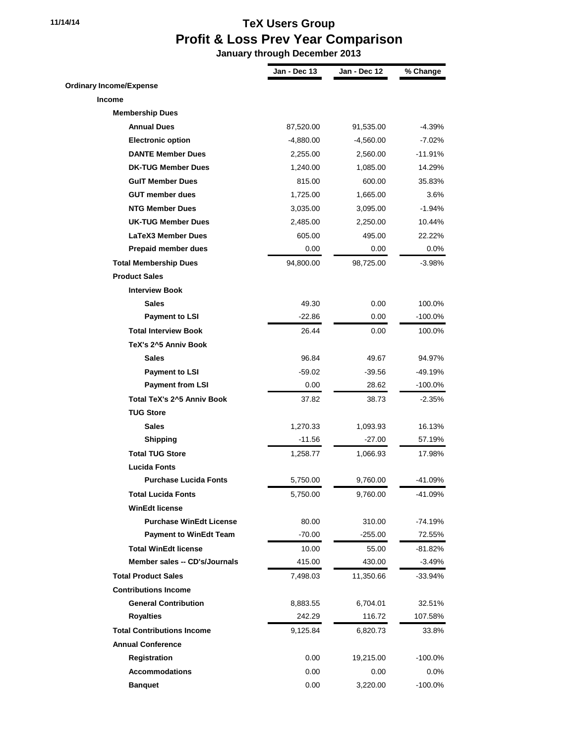# TeX Users Group

## Profit & Loss Prev Year Comparison

**January through December 2013**

| | Jan - Dec 13 | Jan - Dec 12 | % Change |
|---|---|---|---|
| **Ordinary Income/Expense** | | | |
| **Income** | | | |
| **Membership Dues** | | | |
| **Annual Dues** | 87,520.00 | 91,535.00 | -4.39% |
| **Electronic option** | -4,880.00 | -4,560.00 | -7.02% |
| **DANTE Member Dues** | 2,255.00 | 2,560.00 | -11.91% |
| **DK-TUG Member Dues** | 1,240.00 | 1,085.00 | 14.29% |
| **GuIT Member Dues** | 815.00 | 600.00 | 35.83% |
| **GUT member dues** | 1,725.00 | 1,665.00 | 3.6% |
| **NTG Member Dues** | 3,035.00 | 3,095.00 | -1.94% |
| **UK-TUG Member Dues** | 2,485.00 | 2,250.00 | 10.44% |
| **LaTeX3 Member Dues** | 605.00 | 495.00 | 22.22% |
| **Prepaid member dues** | 0.00 | 0.00 | 0.0% |
| **Total Membership Dues** | 94,800.00 | 98,725.00 | -3.98% |
| **Product Sales** | | | |
| **Interview Book** | | | |
| **Sales** | 49.30 | 0.00 | 100.0% |
| **Payment to LSI** | -22.86 | 0.00 | -100.0% |
| **Total Interview Book** | 26.44 | 0.00 | 100.0% |
| **TeX's 2^5 Anniv Book** | | | |
| **Sales** | 96.84 | 49.67 | 94.97% |
| **Payment to LSI** | -59.02 | -39.56 | -49.19% |
| **Payment from LSI** | 0.00 | 28.62 | -100.0% |
| **Total TeX's 2^5 Anniv Book** | 37.82 | 38.73 | -2.35% |
| **TUG Store** | | | |
| **Sales** | 1,270.33 | 1,093.93 | 16.13% |
| **Shipping** | -11.56 | -27.00 | 57.19% |
| **Total TUG Store** | 1,258.77 | 1,066.93 | 17.98% |
| **Lucida Fonts** | | | |
| **Purchase Lucida Fonts** | 5,750.00 | 9,760.00 | -41.09% |
| **Total Lucida Fonts** | 5,750.00 | 9,760.00 | -41.09% |
| **WinEdt license** | | | |
| **Purchase WinEdt License** | 80.00 | 310.00 | -74.19% |
| **Payment to WinEdt Team** | -70.00 | -255.00 | 72.55% |
| **Total WinEdt license** | 10.00 | 55.00 | -81.82% |
| **Member sales -- CD's/Journals** | 415.00 | 430.00 | -3.49% |
| **Total Product Sales** | 7,498.03 | 11,350.66 | -33.94% |
| **Contributions Income** | | | |
| **General Contribution** | 8,883.55 | 6,704.01 | 32.51% |
| **Royalties** | 242.29 | 116.72 | 107.58% |
| **Total Contributions Income** | 9,125.84 | 6,820.73 | 33.8% |
| **Annual Conference** | | | |
| **Registration** | 0.00 | 19,215.00 | -100.0% |
| **Accommodations** | 0.00 | 0.00 | 0.0% |
| **Banquet** | 0.00 | 3,220.00 | -100.0% |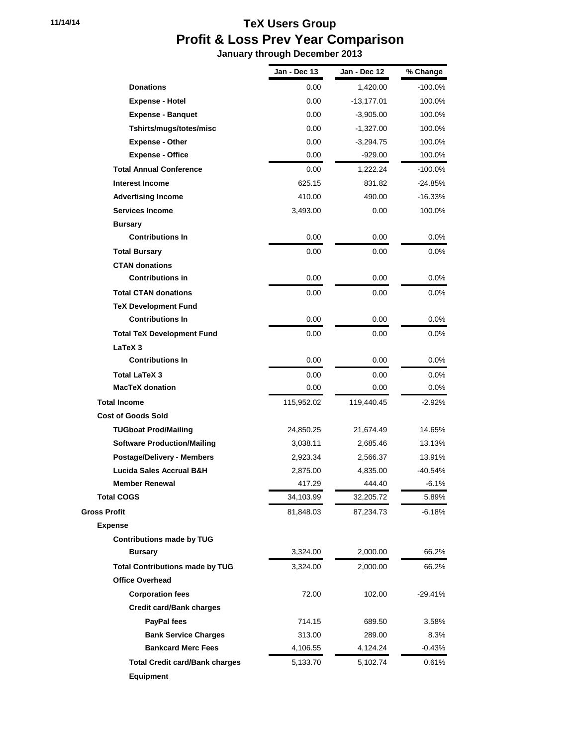# TeX Users Group

## Profit & Loss Prev Year Comparison

### January through December 2013

| | Jan - Dec 13 | Jan - Dec 12 | % Change |
|---|---|---|---|
| Donations | 0.00 | 1,420.00 | -100.0% |
| Expense - Hotel | 0.00 | -13,177.01 | 100.0% |
| Expense - Banquet | 0.00 | -3,905.00 | 100.0% |
| Tshirts/mugs/totes/misc | 0.00 | -1,327.00 | 100.0% |
| Expense - Other | 0.00 | -3,294.75 | 100.0% |
| Expense - Office | 0.00 | -929.00 | 100.0% |
| Total Annual Conference | 0.00 | 1,222.24 | -100.0% |
| Interest Income | 625.15 | 831.82 | -24.85% |
| Advertising Income | 410.00 | 490.00 | -16.33% |
| Services Income | 3,493.00 | 0.00 | 100.0% |
| Bursary | | | |
| Contributions In | 0.00 | 0.00 | 0.0% |
| Total Bursary | 0.00 | 0.00 | 0.0% |
| CTAN donations | | | |
| Contributions in | 0.00 | 0.00 | 0.0% |
| Total CTAN donations | 0.00 | 0.00 | 0.0% |
| TeX Development Fund | | | |
| Contributions In | 0.00 | 0.00 | 0.0% |
| Total TeX Development Fund | 0.00 | 0.00 | 0.0% |
| LaTeX 3 | | | |
| Contributions In | 0.00 | 0.00 | 0.0% |
| Total LaTeX 3 | 0.00 | 0.00 | 0.0% |
| MacTeX donation | 0.00 | 0.00 | 0.0% |
| Total Income | 115,952.02 | 119,440.45 | -2.92% |
| Cost of Goods Sold | | | |
| TUGboat Prod/Mailing | 24,850.25 | 21,674.49 | 14.65% |
| Software Production/Mailing | 3,038.11 | 2,685.46 | 13.13% |
| Postage/Delivery - Members | 2,923.34 | 2,566.37 | 13.91% |
| Lucida Sales Accrual B&H | 2,875.00 | 4,835.00 | -40.54% |
| Member Renewal | 417.29 | 444.40 | -6.1% |
| Total COGS | 34,103.99 | 32,205.72 | 5.89% |
| Gross Profit | 81,848.03 | 87,234.73 | -6.18% |
| Expense | | | |
| Contributions made by TUG | | | |
| Bursary | 3,324.00 | 2,000.00 | 66.2% |
| Total Contributions made by TUG | 3,324.00 | 2,000.00 | 66.2% |
| Office Overhead | | | |
| Corporation fees | 72.00 | 102.00 | -29.41% |
| Credit card/Bank charges | | | |
| PayPal fees | 714.15 | 689.50 | 3.58% |
| Bank Service Charges | 313.00 | 289.00 | 8.3% |
| Bankcard Merc Fees | 4,106.55 | 4,124.24 | -0.43% |
| Total Credit card/Bank charges | 5,133.70 | 5,102.74 | 0.61% |
| Equipment | | | |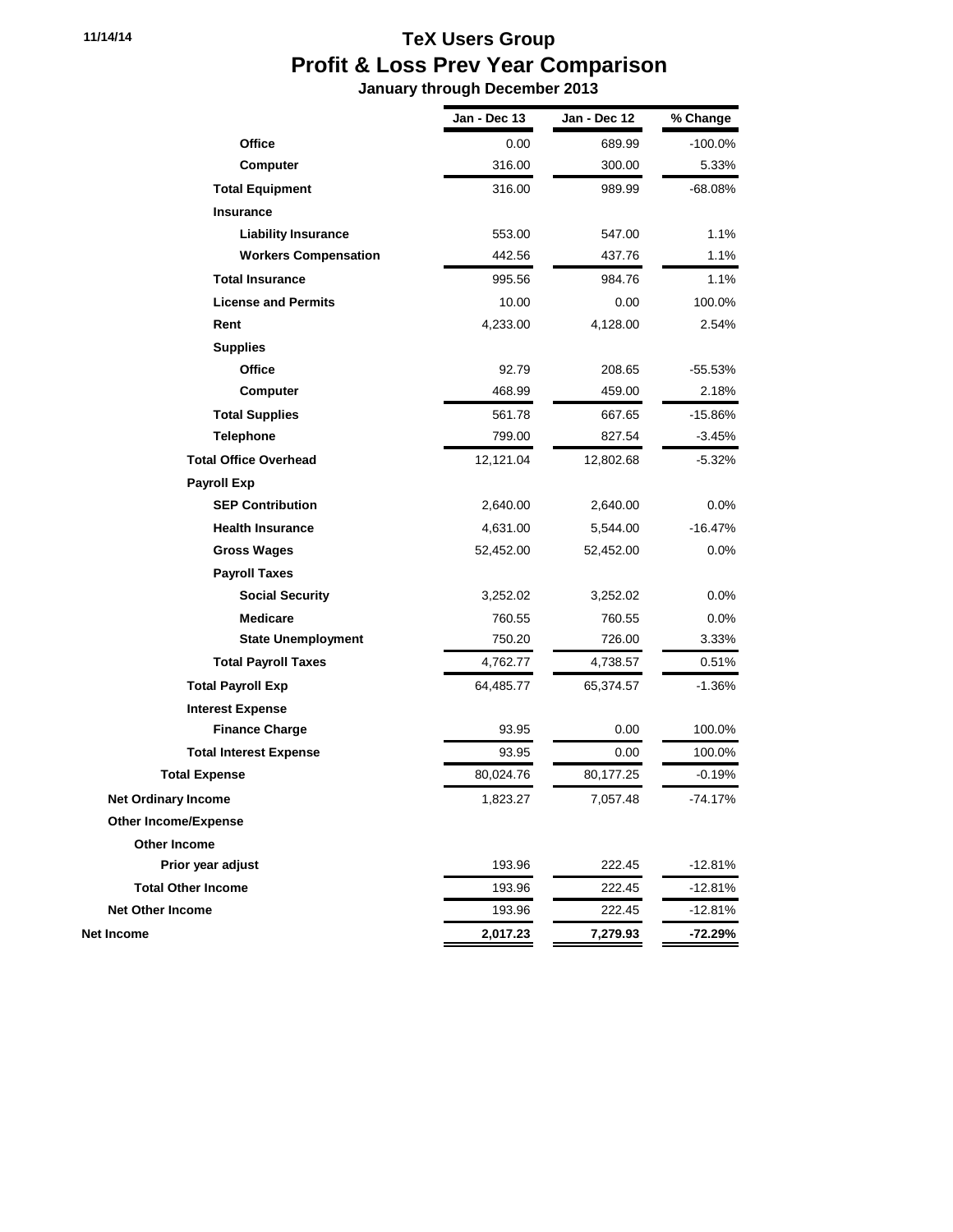**11/14/14**

# TeX Users Group
## Profit & Loss Prev Year Comparison
### January through December 2013

| | Jan - Dec 13 | Jan - Dec 12 | % Change |
|---|---|---|---|
| **Office** | 0.00 | 689.99 | -100.0% |
| **Computer** | 316.00 | 300.00 | 5.33% |
| **Total Equipment** | 316.00 | 989.99 | -68.08% |
| **Insurance** | | | |
| **Liability Insurance** | 553.00 | 547.00 | 1.1% |
| **Workers Compensation** | 442.56 | 437.76 | 1.1% |
| **Total Insurance** | 995.56 | 984.76 | 1.1% |
| **License and Permits** | 10.00 | 0.00 | 100.0% |
| **Rent** | 4,233.00 | 4,128.00 | 2.54% |
| **Supplies** | | | |
| **Office** | 92.79 | 208.65 | -55.53% |
| **Computer** | 468.99 | 459.00 | 2.18% |
| **Total Supplies** | 561.78 | 667.65 | -15.86% |
| **Telephone** | 799.00 | 827.54 | -3.45% |
| **Total Office Overhead** | 12,121.04 | 12,802.68 | -5.32% |
| **Payroll Exp** | | | |
| **SEP Contribution** | 2,640.00 | 2,640.00 | 0.0% |
| **Health Insurance** | 4,631.00 | 5,544.00 | -16.47% |
| **Gross Wages** | 52,452.00 | 52,452.00 | 0.0% |
| **Payroll Taxes** | | | |
| **Social Security** | 3,252.02 | 3,252.02 | 0.0% |
| **Medicare** | 760.55 | 760.55 | 0.0% |
| **State Unemployment** | 750.20 | 726.00 | 3.33% |
| **Total Payroll Taxes** | 4,762.77 | 4,738.57 | 0.51% |
| **Total Payroll Exp** | 64,485.77 | 65,374.57 | -1.36% |
| **Interest Expense** | | | |
| **Finance Charge** | 93.95 | 0.00 | 100.0% |
| **Total Interest Expense** | 93.95 | 0.00 | 100.0% |
| **Total Expense** | 80,024.76 | 80,177.25 | -0.19% |
| **Net Ordinary Income** | 1,823.27 | 7,057.48 | -74.17% |
| **Other Income/Expense** | | | |
| **Other Income** | | | |
| **Prior year adjust** | 193.96 | 222.45 | -12.81% |
| **Total Other Income** | 193.96 | 222.45 | -12.81% |
| **Net Other Income** | 193.96 | 222.45 | -12.81% |
| **Net Income** | **2,017.23** | **7,279.93** | **-72.29%** |